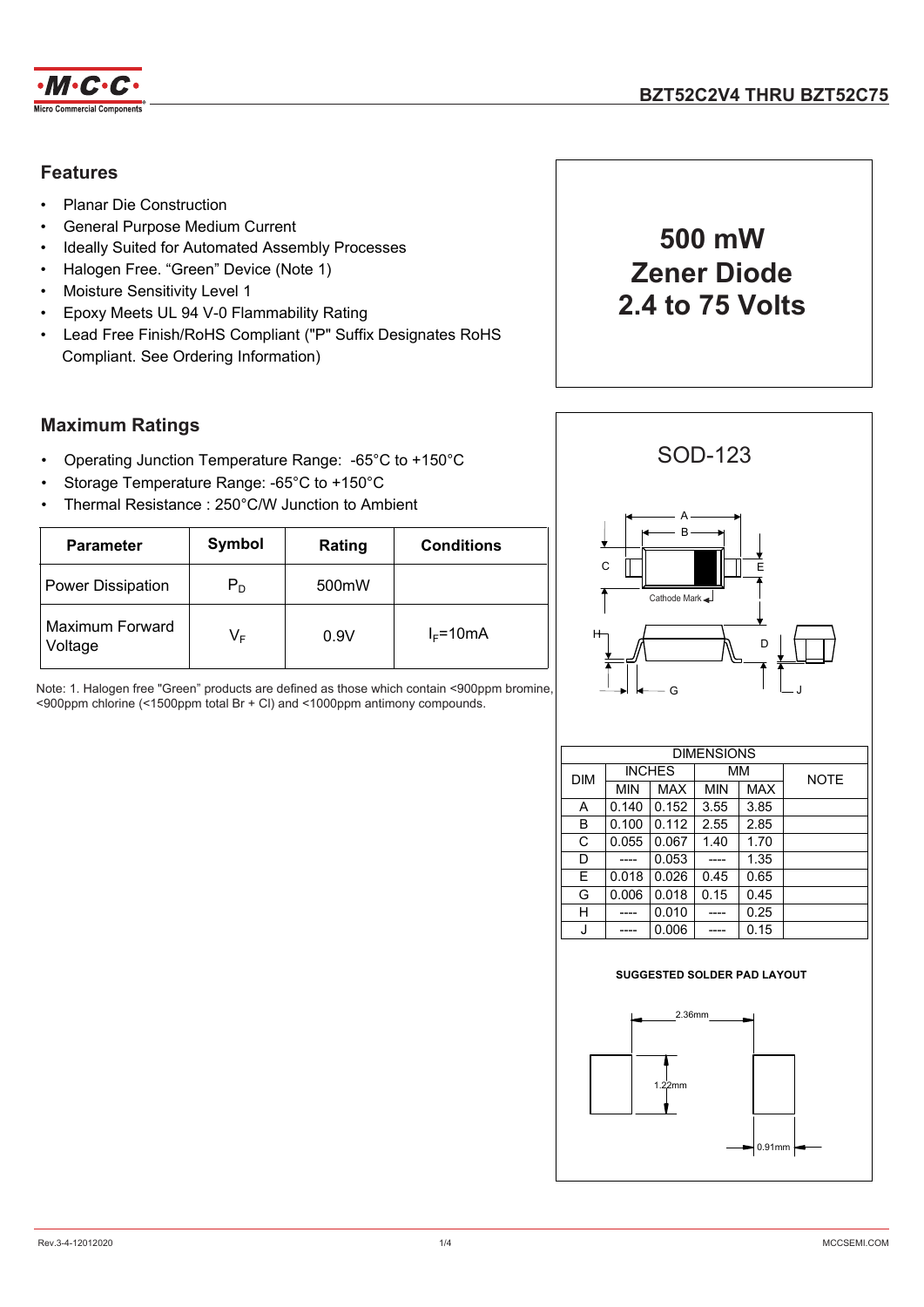# BZT52C2V4 THRU BZT52C75

## Features

- Planar Die Construction
- General Purpose Medium Current
- Ideally Suited for Automated Assembly Processes
- Halogen Free. "Green" Device (Note 1)
- Moisture Sensitivity Level 1
- Epoxy Meets UL 94 V-0 Flammability Rating
- Lead Free Finish/RoHS Compliant ("P" Suffix Designates RoHS Compliant. See Ordering Information)

**500 mW**
**Zener Diode**
**2.4 to 75 Volts**

## Maximum Ratings

- Operating Junction Temperature Range: -65°C to +150°C
- Storage Temperature Range: -65°C to +150°C
- Thermal Resistance : 250°C/W Junction to Ambient

| Parameter | Symbol | Rating | Conditions |
|---|---|---|---|
| Power Dissipation | $P_D$ | 500mW | |
| Maximum Forward Voltage | $V_F$ | 0.9V | $I_F$=10mA |

Note: 1. Halogen free "Green" products are defined as those which contain <900ppm bromine, <900ppm chlorine (<1500ppm total Br + Cl) and <1000ppm antimony compounds.

### SOD-123

Cathode Mark

| DIM | INCHES | | MM | | NOTE |
|---|---|---|---|---|---|
| | MIN | MAX | MIN | MAX | |
| A | 0.140 | 0.152 | 3.55 | 3.85 | |
| B | 0.100 | 0.112 | 2.55 | 2.85 | |
| C | 0.055 | 0.067 | 1.40 | 1.70 | |
| D | ---- | 0.053 | ---- | 1.35 | |
| E | 0.018 | 0.026 | 0.45 | 0.65 | |
| G | 0.006 | 0.018 | 0.15 | 0.45 | |
| H | ---- | 0.010 | ---- | 0.25 | |
| J | ---- | 0.006 | ---- | 0.15 | |

**SUGGESTED SOLDER PAD LAYOUT**

2.36mm
1.22mm
0.91mm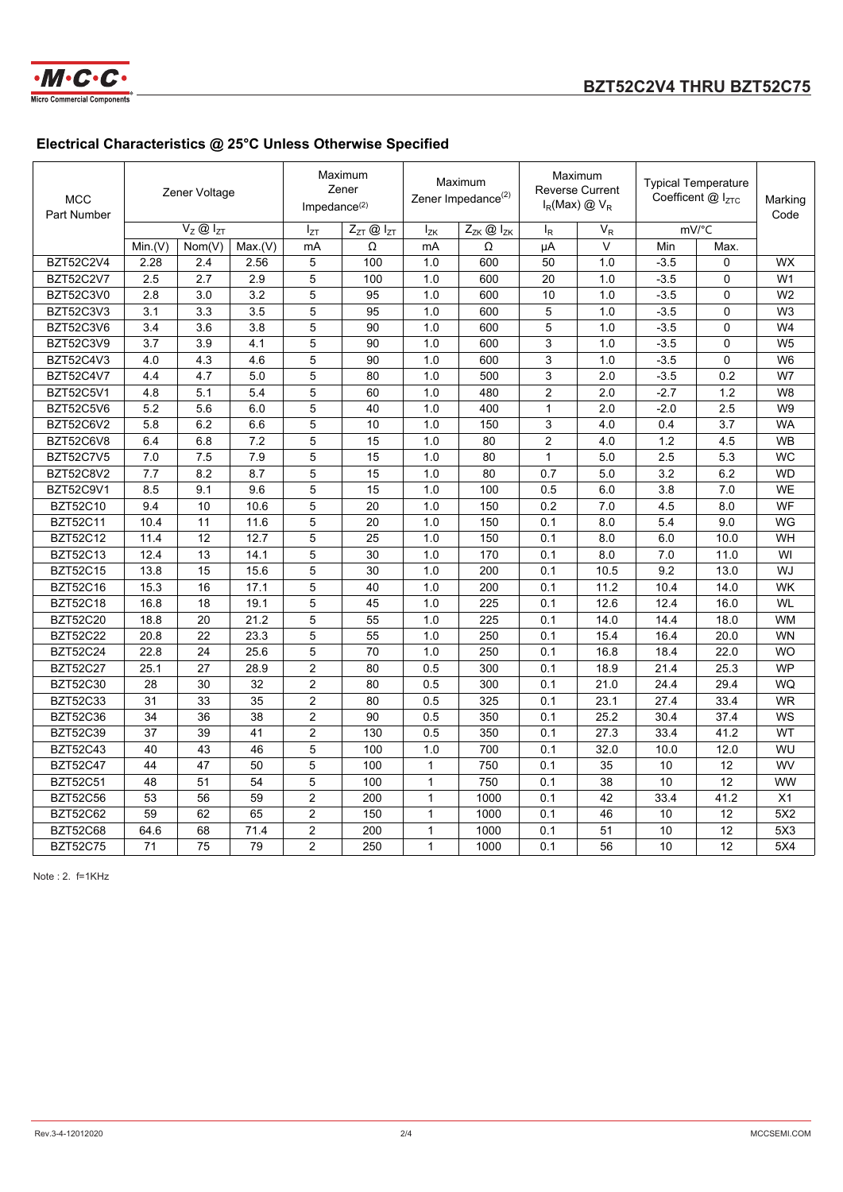## Electrical Characteristics @ 25°C Unless Otherwise Specified

| MCC Part Number | Zener Voltage | | | Maximum Zener Impedance(2) | | Maximum Zener Impedance(2) | | Maximum Reverse Current $I_R$(Max) @ $V_R$ | | Typical Temperature Coefficent @ $I_{ZTC}$ | | Marking Code |
|---|---|---|---|---|---|---|---|---|---|---|---|---|
| | $V_Z$ @ $I_{ZT}$ | | | $I_{ZT}$ | $Z_{ZT}$ @ $I_{ZT}$ | $I_{ZK}$ | $Z_{ZK}$ @ $I_{ZK}$ | $I_R$ | $V_R$ | mV/°C | | |
| | Min.(V) | Nom(V) | Max.(V) | mA | Ω | mA | Ω | μA | V | Min | Max. | |
| BZT52C2V4 | 2.28 | 2.4 | 2.56 | 5 | 100 | 1.0 | 600 | 50 | 1.0 | -3.5 | 0 | WX |
| BZT52C2V7 | 2.5 | 2.7 | 2.9 | 5 | 100 | 1.0 | 600 | 20 | 1.0 | -3.5 | 0 | W1 |
| BZT52C3V0 | 2.8 | 3.0 | 3.2 | 5 | 95 | 1.0 | 600 | 10 | 1.0 | -3.5 | 0 | W2 |
| BZT52C3V3 | 3.1 | 3.3 | 3.5 | 5 | 95 | 1.0 | 600 | 5 | 1.0 | -3.5 | 0 | W3 |
| BZT52C3V6 | 3.4 | 3.6 | 3.8 | 5 | 90 | 1.0 | 600 | 5 | 1.0 | -3.5 | 0 | W4 |
| BZT52C3V9 | 3.7 | 3.9 | 4.1 | 5 | 90 | 1.0 | 600 | 3 | 1.0 | -3.5 | 0 | W5 |
| BZT52C4V3 | 4.0 | 4.3 | 4.6 | 5 | 90 | 1.0 | 600 | 3 | 1.0 | -3.5 | 0 | W6 |
| BZT52C4V7 | 4.4 | 4.7 | 5.0 | 5 | 80 | 1.0 | 500 | 3 | 2.0 | -3.5 | 0.2 | W7 |
| BZT52C5V1 | 4.8 | 5.1 | 5.4 | 5 | 60 | 1.0 | 480 | 2 | 2.0 | -2.7 | 1.2 | W8 |
| BZT52C5V6 | 5.2 | 5.6 | 6.0 | 5 | 40 | 1.0 | 400 | 1 | 2.0 | -2.0 | 2.5 | W9 |
| BZT52C6V2 | 5.8 | 6.2 | 6.6 | 5 | 10 | 1.0 | 150 | 3 | 4.0 | 0.4 | 3.7 | WA |
| BZT52C6V8 | 6.4 | 6.8 | 7.2 | 5 | 15 | 1.0 | 80 | 2 | 4.0 | 1.2 | 4.5 | WB |
| BZT52C7V5 | 7.0 | 7.5 | 7.9 | 5 | 15 | 1.0 | 80 | 1 | 5.0 | 2.5 | 5.3 | WC |
| BZT52C8V2 | 7.7 | 8.2 | 8.7 | 5 | 15 | 1.0 | 80 | 0.7 | 5.0 | 3.2 | 6.2 | WD |
| BZT52C9V1 | 8.5 | 9.1 | 9.6 | 5 | 15 | 1.0 | 100 | 0.5 | 6.0 | 3.8 | 7.0 | WE |
| BZT52C10 | 9.4 | 10 | 10.6 | 5 | 20 | 1.0 | 150 | 0.2 | 7.0 | 4.5 | 8.0 | WF |
| BZT52C11 | 10.4 | 11 | 11.6 | 5 | 20 | 1.0 | 150 | 0.1 | 8.0 | 5.4 | 9.0 | WG |
| BZT52C12 | 11.4 | 12 | 12.7 | 5 | 25 | 1.0 | 150 | 0.1 | 8.0 | 6.0 | 10.0 | WH |
| BZT52C13 | 12.4 | 13 | 14.1 | 5 | 30 | 1.0 | 170 | 0.1 | 8.0 | 7.0 | 11.0 | WI |
| BZT52C15 | 13.8 | 15 | 15.6 | 5 | 30 | 1.0 | 200 | 0.1 | 10.5 | 9.2 | 13.0 | WJ |
| BZT52C16 | 15.3 | 16 | 17.1 | 5 | 40 | 1.0 | 200 | 0.1 | 11.2 | 10.4 | 14.0 | WK |
| BZT52C18 | 16.8 | 18 | 19.1 | 5 | 45 | 1.0 | 225 | 0.1 | 12.6 | 12.4 | 16.0 | WL |
| BZT52C20 | 18.8 | 20 | 21.2 | 5 | 55 | 1.0 | 225 | 0.1 | 14.0 | 14.4 | 18.0 | WM |
| BZT52C22 | 20.8 | 22 | 23.3 | 5 | 55 | 1.0 | 250 | 0.1 | 15.4 | 16.4 | 20.0 | WN |
| BZT52C24 | 22.8 | 24 | 25.6 | 5 | 70 | 1.0 | 250 | 0.1 | 16.8 | 18.4 | 22.0 | WO |
| BZT52C27 | 25.1 | 27 | 28.9 | 2 | 80 | 0.5 | 300 | 0.1 | 18.9 | 21.4 | 25.3 | WP |
| BZT52C30 | 28 | 30 | 32 | 2 | 80 | 0.5 | 300 | 0.1 | 21.0 | 24.4 | 29.4 | WQ |
| BZT52C33 | 31 | 33 | 35 | 2 | 80 | 0.5 | 325 | 0.1 | 23.1 | 27.4 | 33.4 | WR |
| BZT52C36 | 34 | 36 | 38 | 2 | 90 | 0.5 | 350 | 0.1 | 25.2 | 30.4 | 37.4 | WS |
| BZT52C39 | 37 | 39 | 41 | 2 | 130 | 0.5 | 350 | 0.1 | 27.3 | 33.4 | 41.2 | WT |
| BZT52C43 | 40 | 43 | 46 | 5 | 100 | 1.0 | 700 | 0.1 | 32.0 | 10.0 | 12.0 | WU |
| BZT52C47 | 44 | 47 | 50 | 5 | 100 | 1 | 750 | 0.1 | 35 | 10 | 12 | WV |
| BZT52C51 | 48 | 51 | 54 | 5 | 100 | 1 | 750 | 0.1 | 38 | 10 | 12 | WW |
| BZT52C56 | 53 | 56 | 59 | 2 | 200 | 1 | 1000 | 0.1 | 42 | 33.4 | 41.2 | X1 |
| BZT52C62 | 59 | 62 | 65 | 2 | 150 | 1 | 1000 | 0.1 | 46 | 10 | 12 | 5X2 |
| BZT52C68 | 64.6 | 68 | 71.4 | 2 | 200 | 1 | 1000 | 0.1 | 51 | 10 | 12 | 5X3 |
| BZT52C75 | 71 | 75 | 79 | 2 | 250 | 1 | 1000 | 0.1 | 56 | 10 | 12 | 5X4 |

Note : 2. f=1KHz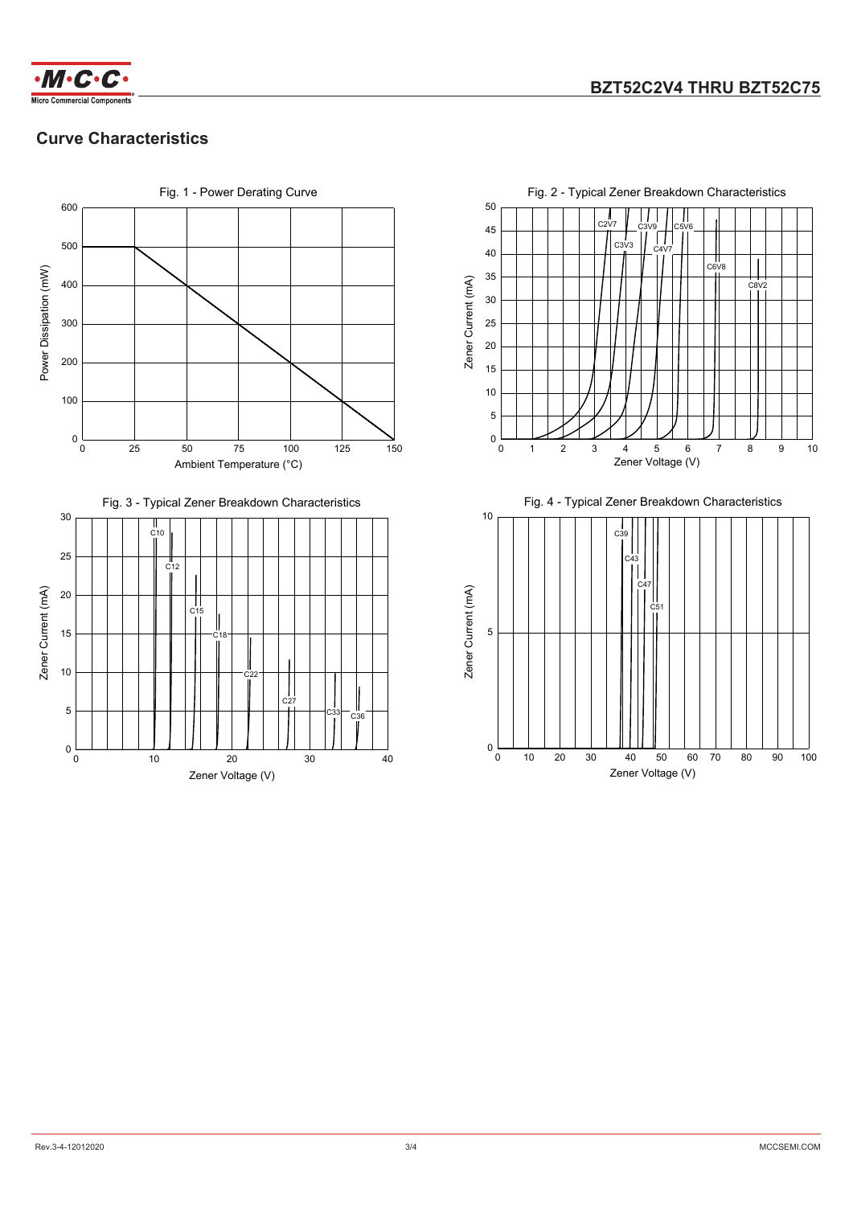## Curve Characteristics

Fig. 1 - Power Derating Curve

Fig. 2 - Typical Zener Breakdown Characteristics

Fig. 3 - Typical Zener Breakdown Characteristics

Fig. 4 - Typical Zener Breakdown Characteristics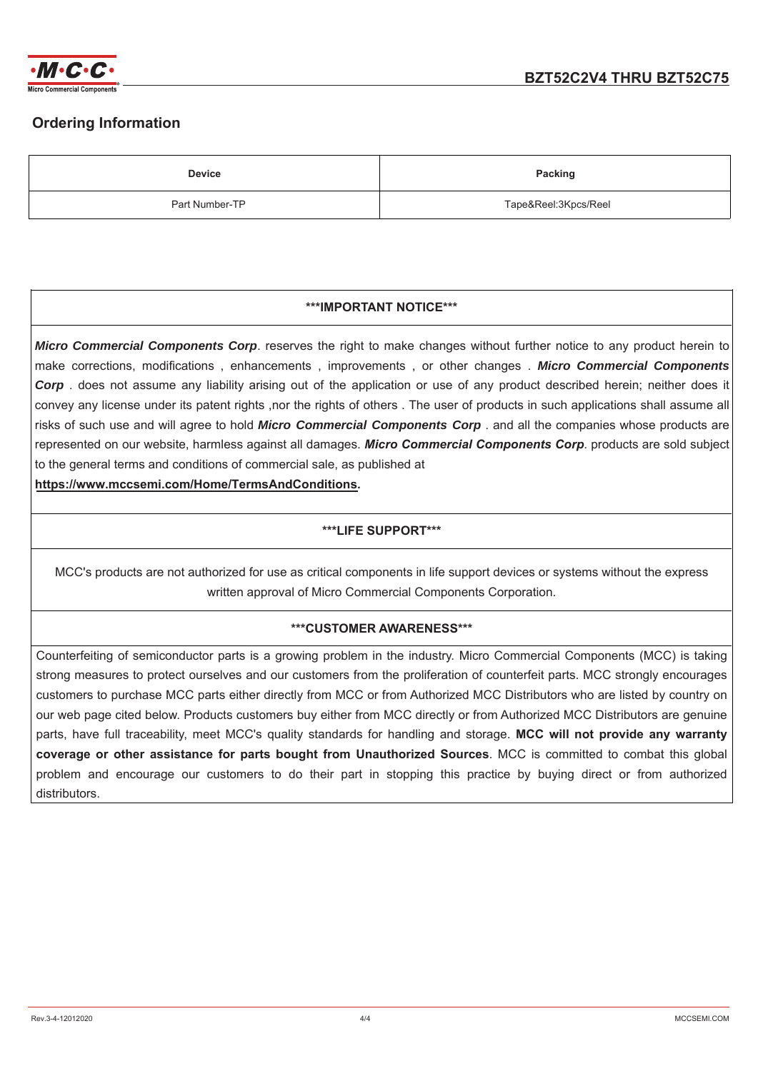## Ordering Information

| Device | Packing |
|---|---|
| Part Number-TP | Tape&Reel:3Kpcs/Reel |

**\*\*\*IMPORTANT NOTICE\*\*\***

***Micro Commercial Components Corp***. reserves the right to make changes without further notice to any product herein to make corrections, modifications , enhancements , improvements , or other changes . ***Micro Commercial Components Corp*** . does not assume any liability arising out of the application or use of any product described herein; neither does it convey any license under its patent rights ,nor the rights of others . The user of products in such applications shall assume all risks of such use and will agree to hold ***Micro Commercial Components Corp*** . and all the companies whose products are represented on our website, harmless against all damages. ***Micro Commercial Components Corp***. products are sold subject to the general terms and conditions of commercial sale, as published at
**https://www.mccsemi.com/Home/TermsAndConditions.**

**\*\*\*LIFE SUPPORT\*\*\***

MCC's products are not authorized for use as critical components in life support devices or systems without the express written approval of Micro Commercial Components Corporation.

**\*\*\*CUSTOMER AWARENESS\*\*\***

Counterfeiting of semiconductor parts is a growing problem in the industry. Micro Commercial Components (MCC) is taking strong measures to protect ourselves and our customers from the proliferation of counterfeit parts. MCC strongly encourages customers to purchase MCC parts either directly from MCC or from Authorized MCC Distributors who are listed by country on our web page cited below. Products customers buy either from MCC directly or from Authorized MCC Distributors are genuine parts, have full traceability, meet MCC's quality standards for handling and storage. **MCC will not provide any warranty coverage or other assistance for parts bought from Unauthorized Sources**. MCC is committed to combat this global problem and encourage our customers to do their part in stopping this practice by buying direct or from authorized distributors.